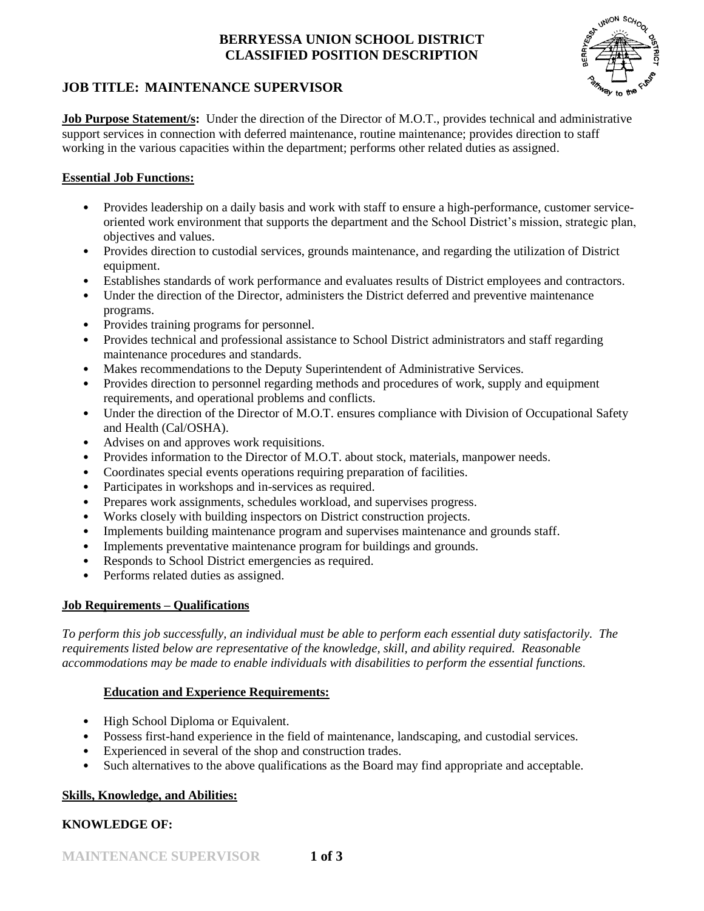# BERRYESSA UNION SCHOOL DISTRICT
# CLASSIFIED POSITION DESCRIPTION

## JOB TITLE: MAINTENANCE SUPERVISOR

**Job Purpose Statement/s:** Under the direction of the Director of M.O.T., provides technical and administrative support services in connection with deferred maintenance, routine maintenance; provides direction to staff working in the various capacities within the department; performs other related duties as assigned.

### Essential Job Functions:

- Provides leadership on a daily basis and work with staff to ensure a high-performance, customer service-oriented work environment that supports the department and the School District's mission, strategic plan, objectives and values.
- Provides direction to custodial services, grounds maintenance, and regarding the utilization of District equipment.
- Establishes standards of work performance and evaluates results of District employees and contractors.
- Under the direction of the Director, administers the District deferred and preventive maintenance programs.
- Provides training programs for personnel.
- Provides technical and professional assistance to School District administrators and staff regarding maintenance procedures and standards.
- Makes recommendations to the Deputy Superintendent of Administrative Services.
- Provides direction to personnel regarding methods and procedures of work, supply and equipment requirements, and operational problems and conflicts.
- Under the direction of the Director of M.O.T. ensures compliance with Division of Occupational Safety and Health (Cal/OSHA).
- Advises on and approves work requisitions.
- Provides information to the Director of M.O.T. about stock, materials, manpower needs.
- Coordinates special events operations requiring preparation of facilities.
- Participates in workshops and in-services as required.
- Prepares work assignments, schedules workload, and supervises progress.
- Works closely with building inspectors on District construction projects.
- Implements building maintenance program and supervises maintenance and grounds staff.
- Implements preventative maintenance program for buildings and grounds.
- Responds to School District emergencies as required.
- Performs related duties as assigned.

### Job Requirements – Qualifications

*To perform this job successfully, an individual must be able to perform each essential duty satisfactorily. The requirements listed below are representative of the knowledge, skill, and ability required. Reasonable accommodations may be made to enable individuals with disabilities to perform the essential functions.*

#### Education and Experience Requirements:

- High School Diploma or Equivalent.
- Possess first-hand experience in the field of maintenance, landscaping, and custodial services.
- Experienced in several of the shop and construction trades.
- Such alternatives to the above qualifications as the Board may find appropriate and acceptable.

### Skills, Knowledge, and Abilities:

**KNOWLEDGE OF:**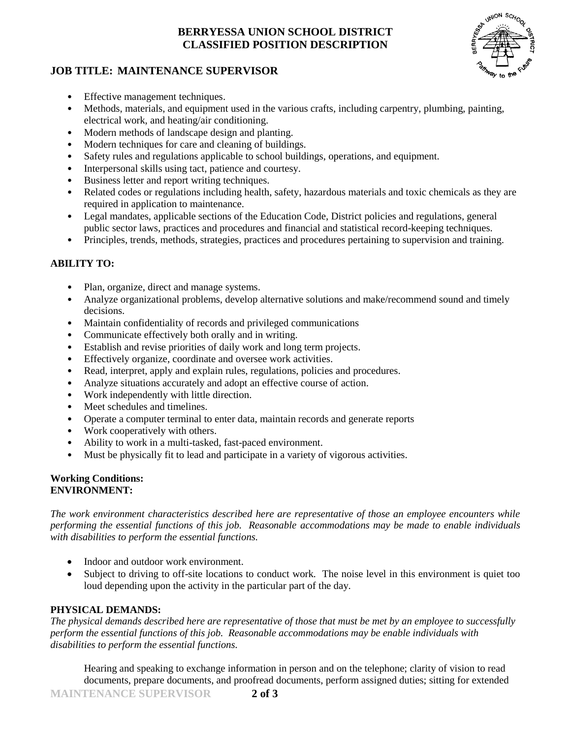- Effective management techniques.
- Methods, materials, and equipment used in the various crafts, including carpentry, plumbing, painting, electrical work, and heating/air conditioning.
- Modern methods of landscape design and planting.
- Modern techniques for care and cleaning of buildings.
- Safety rules and regulations applicable to school buildings, operations, and equipment.
- Interpersonal skills using tact, patience and courtesy.
- Business letter and report writing techniques.
- Related codes or regulations including health, safety, hazardous materials and toxic chemicals as they are required in application to maintenance.
- Legal mandates, applicable sections of the Education Code, District policies and regulations, general public sector laws, practices and procedures and financial and statistical record-keeping techniques.
- Principles, trends, methods, strategies, practices and procedures pertaining to supervision and training.

**ABILITY TO:**

- Plan, organize, direct and manage systems.
- Analyze organizational problems, develop alternative solutions and make/recommend sound and timely decisions.
- Maintain confidentiality of records and privileged communications
- Communicate effectively both orally and in writing.
- Establish and revise priorities of daily work and long term projects.
- Effectively organize, coordinate and oversee work activities.
- Read, interpret, apply and explain rules, regulations, policies and procedures.
- Analyze situations accurately and adopt an effective course of action.
- Work independently with little direction.
- Meet schedules and timelines.
- Operate a computer terminal to enter data, maintain records and generate reports
- Work cooperatively with others.
- Ability to work in a multi-tasked, fast-paced environment.
- Must be physically fit to lead and participate in a variety of vigorous activities.

**Working Conditions:**
**ENVIRONMENT:**

*The work environment characteristics described here are representative of those an employee encounters while performing the essential functions of this job. Reasonable accommodations may be made to enable individuals with disabilities to perform the essential functions.*

- Indoor and outdoor work environment.
- Subject to driving to off-site locations to conduct work. The noise level in this environment is quiet too loud depending upon the activity in the particular part of the day.

**PHYSICAL DEMANDS:**

*The physical demands described here are representative of those that must be met by an employee to successfully perform the essential functions of this job. Reasonable accommodations may be enable individuals with disabilities to perform the essential functions.*

Hearing and speaking to exchange information in person and on the telephone; clarity of vision to read documents, prepare documents, and proofread documents, perform assigned duties; sitting for extended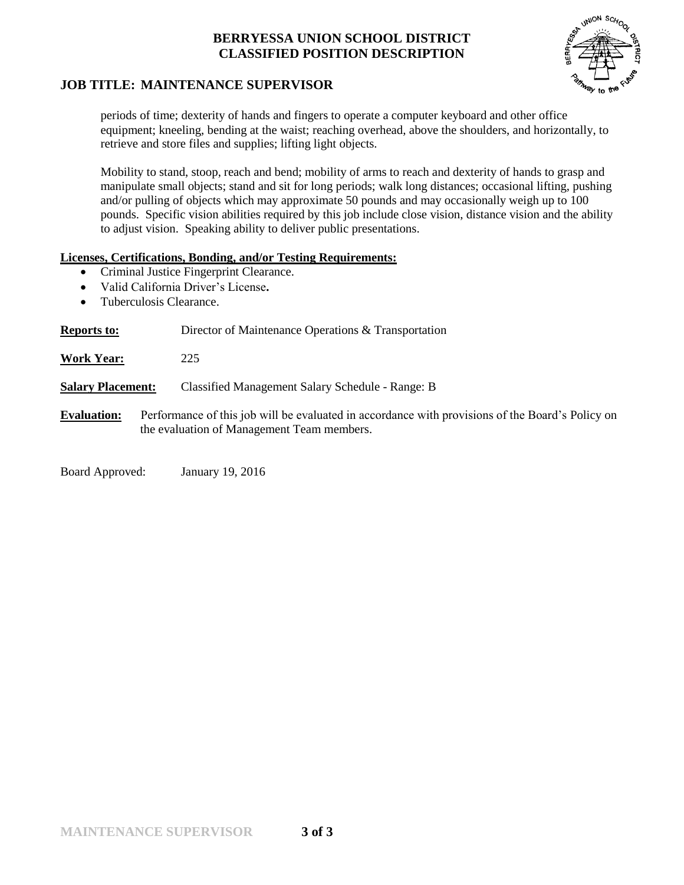periods of time; dexterity of hands and fingers to operate a computer keyboard and other office equipment; kneeling, bending at the waist; reaching overhead, above the shoulders, and horizontally, to retrieve and store files and supplies; lifting light objects.

Mobility to stand, stoop, reach and bend; mobility of arms to reach and dexterity of hands to grasp and manipulate small objects; stand and sit for long periods; walk long distances; occasional lifting, pushing and/or pulling of objects which may approximate 50 pounds and may occasionally weigh up to 100 pounds. Specific vision abilities required by this job include close vision, distance vision and the ability to adjust vision. Speaking ability to deliver public presentations.

**Licenses, Certifications, Bonding, and/or Testing Requirements:**

- Criminal Justice Fingerprint Clearance.
- Valid California Driver's License**.**
- Tuberculosis Clearance.

**Reports to:** Director of Maintenance Operations & Transportation

**Work Year:** 225

**Salary Placement:** Classified Management Salary Schedule - Range: B

**Evaluation:** Performance of this job will be evaluated in accordance with provisions of the Board's Policy on the evaluation of Management Team members.

Board Approved: January 19, 2016